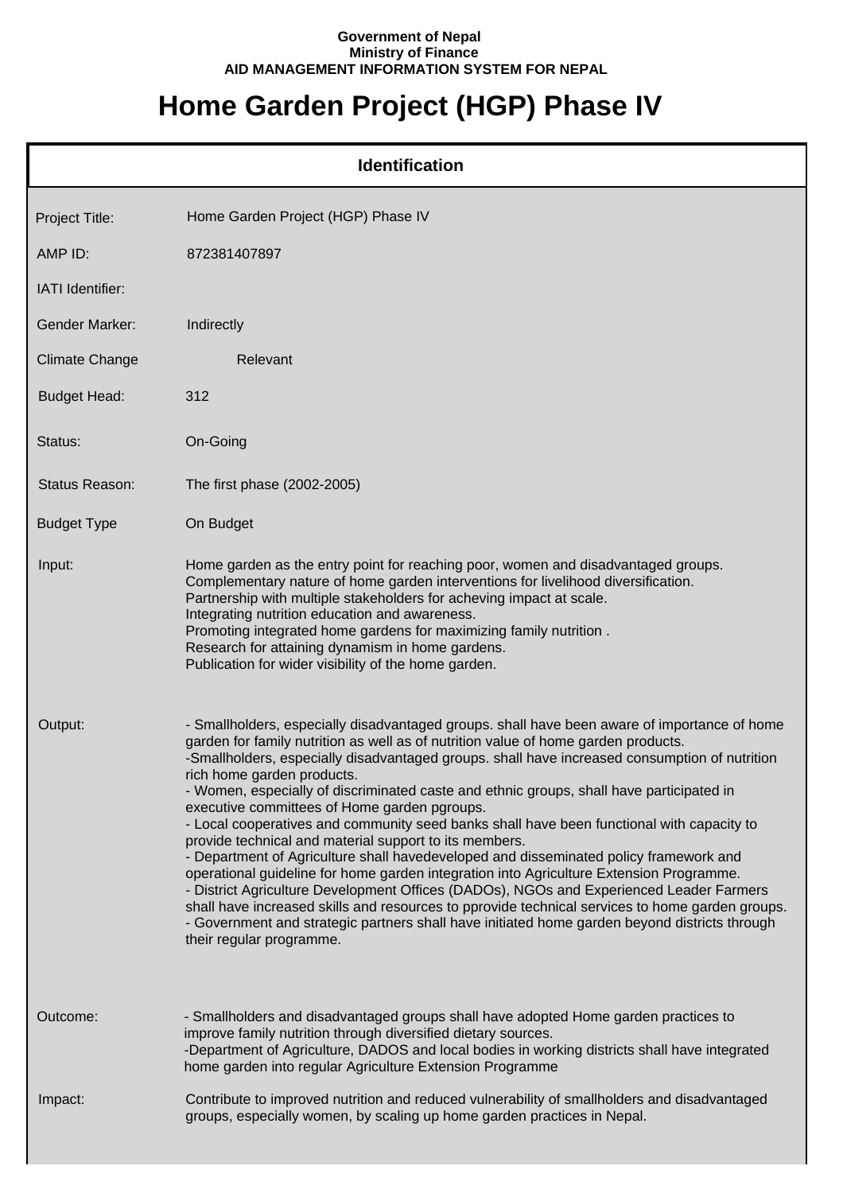**Government of Nepal**
**Ministry of Finance**
**AID MANAGEMENT INFORMATION SYSTEM FOR NEPAL**

# Home Garden Project (HGP) Phase IV

## Identification

| | |
|---|---|
| Project Title: | Home Garden Project (HGP) Phase IV |
| AMP ID: | 872381407897 |
| IATI Identifier: | |
| Gender Marker: | Indirectly |
| Climate Change | Relevant |
| Budget Head: | 312 |
| Status: | On-Going |
| Status Reason: | The first phase (2002-2005) |
| Budget Type | On Budget |

**Input:**

Home garden as the entry point for reaching poor, women and disadvantaged groups.
Complementary nature of home garden interventions for livelihood diversification.
Partnership with multiple stakeholders for acheving impact at scale.
Integrating nutrition education and awareness.
Promoting integrated home gardens for maximizing family nutrition .
Research for attaining dynamism in home gardens.
Publication for wider visibility of the home garden.

**Output:**

- Smallholders, especially disadvantaged groups. shall have been aware of importance of home garden for family nutrition as well as of nutrition value of home garden products.
-Smallholders, especially disadvantaged groups. shall have increased consumption of nutrition rich home garden products.
- Women, especially of discriminated caste and ethnic groups, shall have participated in executive committees of Home garden pgroups.
- Local cooperatives and community seed banks shall have been functional with capacity to provide technical and material support to its members.
- Department of Agriculture shall havedeveloped and disseminated policy framework and operational guideline for home garden integration into Agriculture Extension Programme.
- District Agriculture Development Offices (DADOs), NGOs and Experienced Leader Farmers shall have increased skills and resources to pprovide technical services to home garden groups.
- Government and strategic partners shall have initiated home garden beyond districts through their regular programme.

**Outcome:**

- Smallholders and disadvantaged groups shall have adopted Home garden practices to improve family nutrition through diversified dietary sources.
-Department of Agriculture, DADOS and local bodies in working districts shall have integrated home garden into regular Agriculture Extension Programme

**Impact:**

Contribute to improved nutrition and reduced vulnerability of smallholders and disadvantaged groups, especially women, by scaling up home garden practices in Nepal.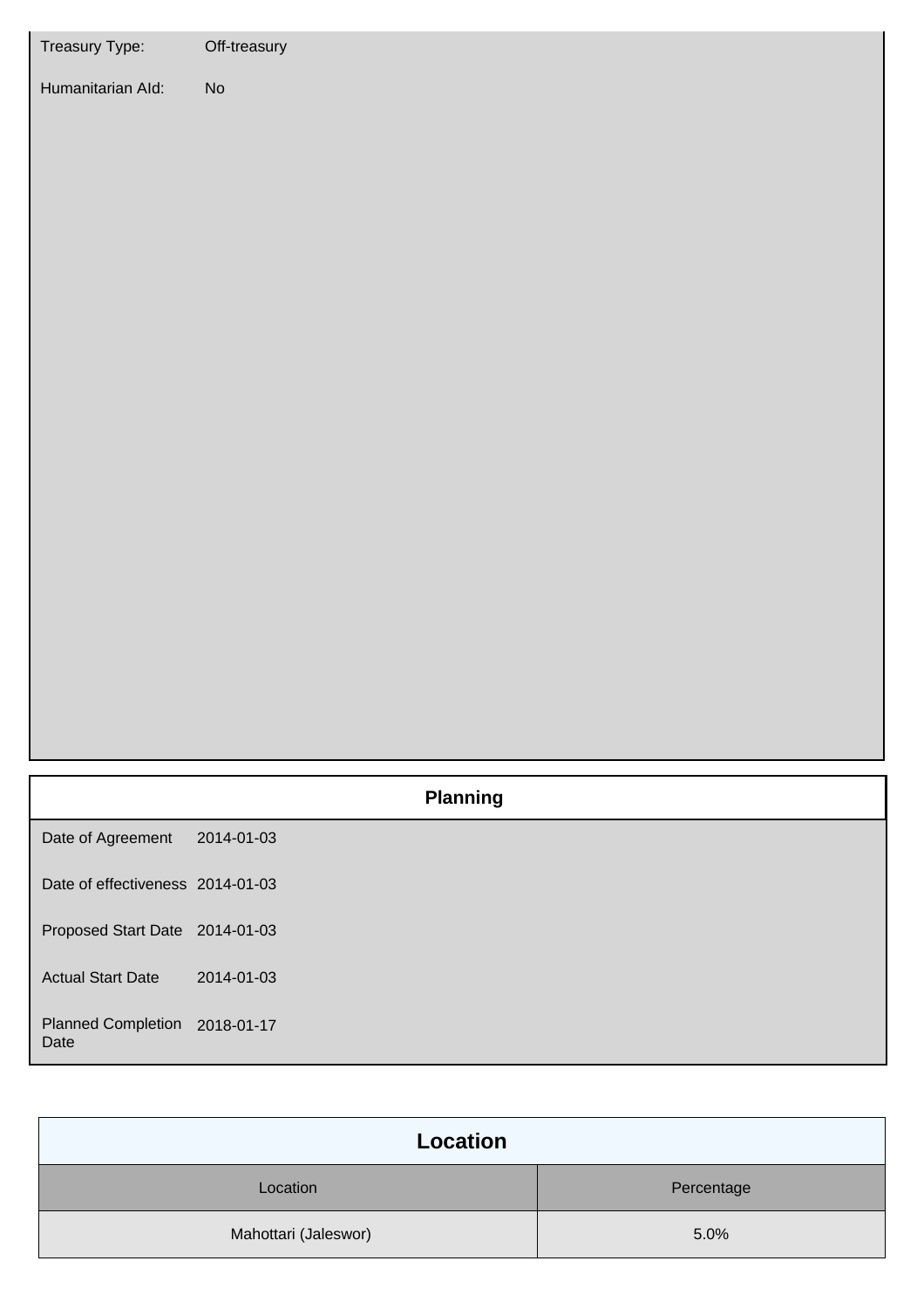| | |
|---|---|
| Treasury Type: | Off-treasury |
| Humanitarian AId: | No |

## Planning

| | |
|---|---|
| Date of Agreement | 2014-01-03 |
| Date of effectiveness | 2014-01-03 |
| Proposed Start Date | 2014-01-03 |
| Actual Start Date | 2014-01-03 |
| Planned Completion Date | 2018-01-17 |

## Location

| Location | Percentage |
|---|---|
| Mahottari (Jaleswor) | 5.0% |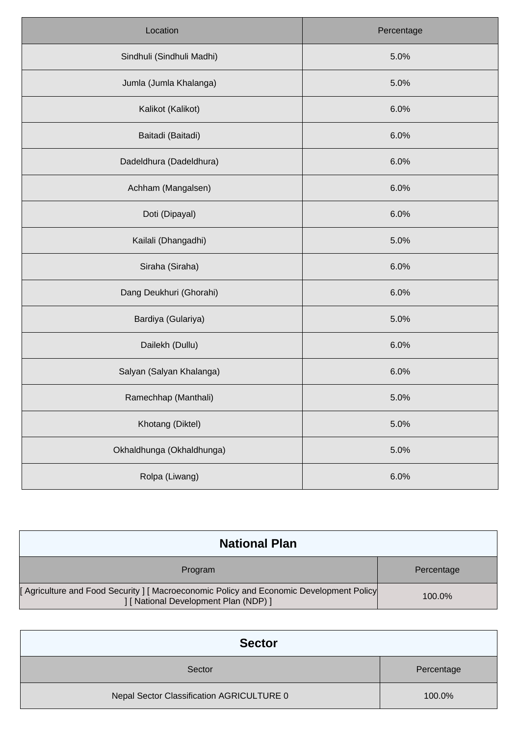| Location | Percentage |
| --- | --- |
| Sindhuli (Sindhuli Madhi) | 5.0% |
| Jumla (Jumla Khalanga) | 5.0% |
| Kalikot (Kalikot) | 6.0% |
| Baitadi (Baitadi) | 6.0% |
| Dadeldhura (Dadeldhura) | 6.0% |
| Achham (Mangalsen) | 6.0% |
| Doti (Dipayal) | 6.0% |
| Kailali (Dhangadhi) | 5.0% |
| Siraha (Siraha) | 6.0% |
| Dang Deukhuri (Ghorahi) | 6.0% |
| Bardiya (Gulariya) | 5.0% |
| Dailekh (Dullu) | 6.0% |
| Salyan (Salyan Khalanga) | 6.0% |
| Ramechhap (Manthali) | 5.0% |
| Khotang (Diktel) | 5.0% |
| Okhaldhunga (Okhaldhunga) | 5.0% |
| Rolpa (Liwang) | 6.0% |

## National Plan

| Program | Percentage |
| --- | --- |
| [ Agriculture and Food Security ] [ Macroeconomic Policy and Economic Development Policy ] [ National Development Plan (NDP) ] | 100.0% |

## Sector

| Sector | Percentage |
| --- | --- |
| Nepal Sector Classification AGRICULTURE 0 | 100.0% |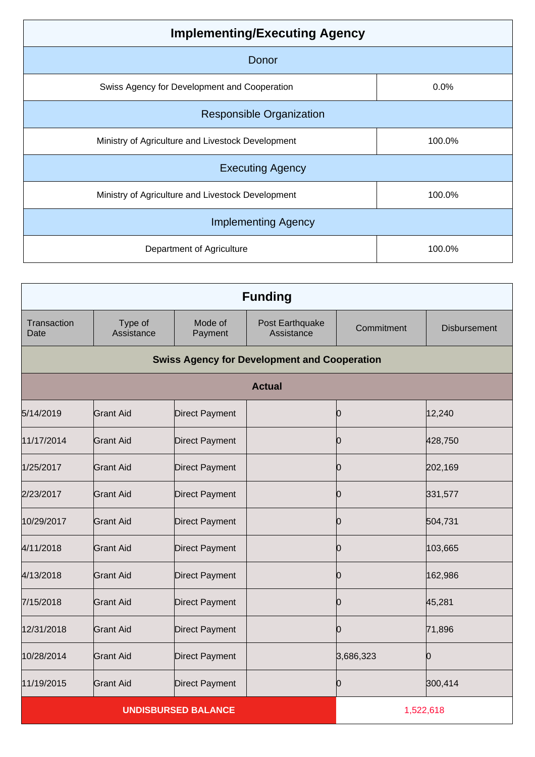| Implementing/Executing Agency | |
|---|---|
| **Donor** | |
| Swiss Agency for Development and Cooperation | 0.0% |
| **Responsible Organization** | |
| Ministry of Agriculture and Livestock Development | 100.0% |
| **Executing Agency** | |
| Ministry of Agriculture and Livestock Development | 100.0% |
| **Implementing Agency** | |
| Department of Agriculture | 100.0% |

## Funding

| Transaction Date | Type of Assistance | Mode of Payment | Post Earthquake Assistance | Commitment | Disbursement |
|---|---|---|---|---|---|
| **Swiss Agency for Development and Cooperation** | | | | | |
| **Actual** | | | | | |
| 5/14/2019 | Grant Aid | Direct Payment | | 0 | 12,240 |
| 11/17/2014 | Grant Aid | Direct Payment | | 0 | 428,750 |
| 1/25/2017 | Grant Aid | Direct Payment | | 0 | 202,169 |
| 2/23/2017 | Grant Aid | Direct Payment | | 0 | 331,577 |
| 10/29/2017 | Grant Aid | Direct Payment | | 0 | 504,731 |
| 4/11/2018 | Grant Aid | Direct Payment | | 0 | 103,665 |
| 4/13/2018 | Grant Aid | Direct Payment | | 0 | 162,986 |
| 7/15/2018 | Grant Aid | Direct Payment | | 0 | 45,281 |
| 12/31/2018 | Grant Aid | Direct Payment | | 0 | 71,896 |
| 10/28/2014 | Grant Aid | Direct Payment | | 3,686,323 | 0 |
| 11/19/2015 | Grant Aid | Direct Payment | | 0 | 300,414 |
| **UNDISBURSED BALANCE** | | | | 1,522,618 | |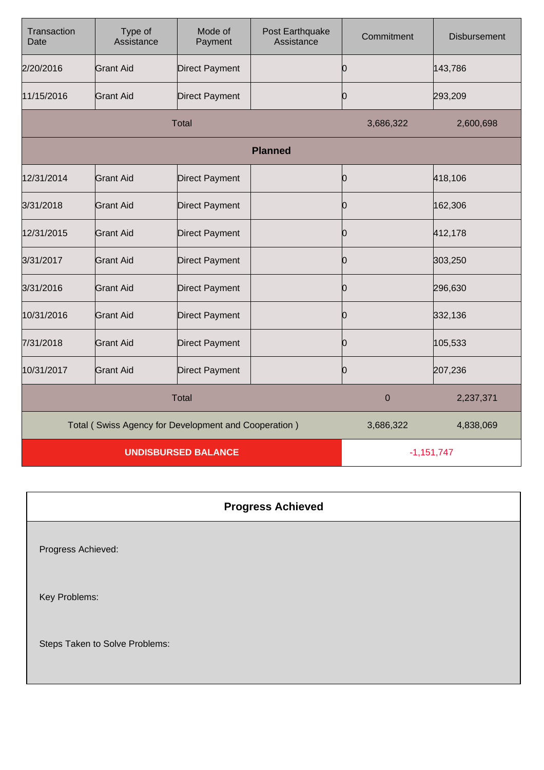| Transaction Date | Type of Assistance | Mode of Payment | Post Earthquake Assistance | Commitment | Disbursement |
|---|---|---|---|---|---|
| 2/20/2016 | Grant Aid | Direct Payment | | 0 | 143,786 |
| 11/15/2016 | Grant Aid | Direct Payment | | 0 | 293,209 |
| Total | | | | 3,686,322 | 2,600,698 |
| **Planned** | | | | | |
| 12/31/2014 | Grant Aid | Direct Payment | | 0 | 418,106 |
| 3/31/2018 | Grant Aid | Direct Payment | | 0 | 162,306 |
| 12/31/2015 | Grant Aid | Direct Payment | | 0 | 412,178 |
| 3/31/2017 | Grant Aid | Direct Payment | | 0 | 303,250 |
| 3/31/2016 | Grant Aid | Direct Payment | | 0 | 296,630 |
| 10/31/2016 | Grant Aid | Direct Payment | | 0 | 332,136 |
| 7/31/2018 | Grant Aid | Direct Payment | | 0 | 105,533 |
| 10/31/2017 | Grant Aid | Direct Payment | | 0 | 207,236 |
| Total | | | | 0 | 2,237,371 |
| Total ( Swiss Agency for Development and Cooperation ) | | | | 3,686,322 | 4,838,069 |
| **UNDISBURSED BALANCE** | | | | -1,151,747 | |

| **Progress Achieved** |
|---|
| Progress Achieved: |
| Key Problems: |
| Steps Taken to Solve Problems: |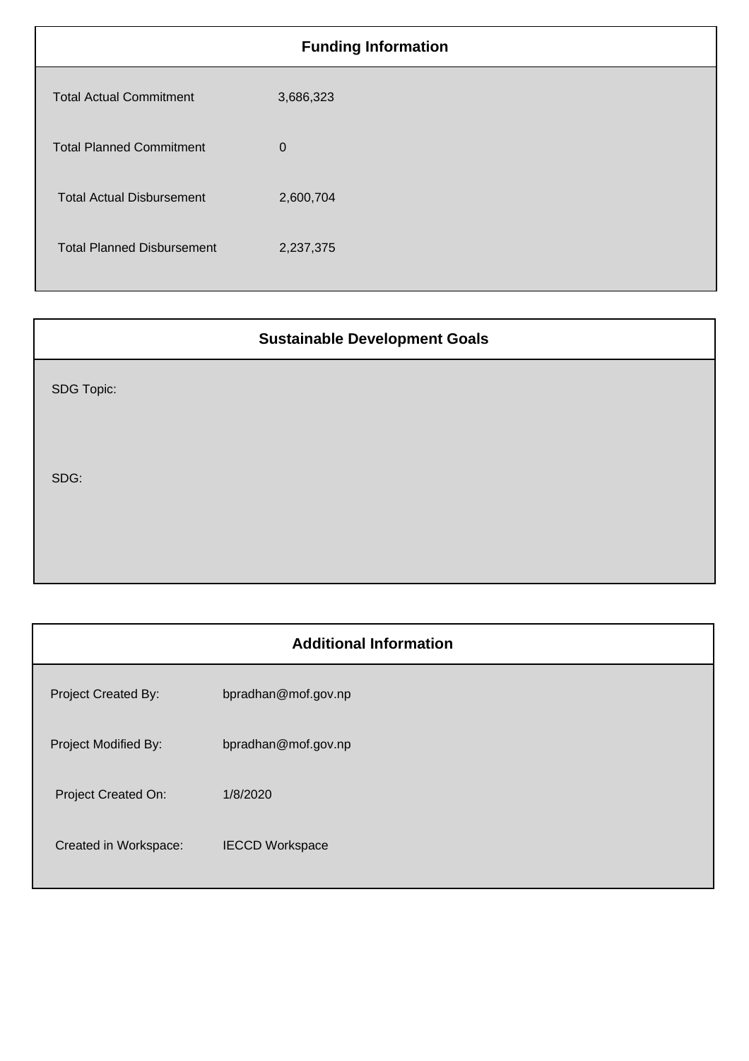## Funding Information

| | |
|---|---|
| Total Actual Commitment | 3,686,323 |
| Total Planned Commitment | 0 |
| Total Actual Disbursement | 2,600,704 |
| Total Planned Disbursement | 2,237,375 |

## Sustainable Development Goals

SDG Topic:

SDG:

## Additional Information

| | |
|---|---|
| Project Created By: | bpradhan@mof.gov.np |
| Project Modified By: | bpradhan@mof.gov.np |
| Project Created On: | 1/8/2020 |
| Created in Workspace: | IECCD Workspace |